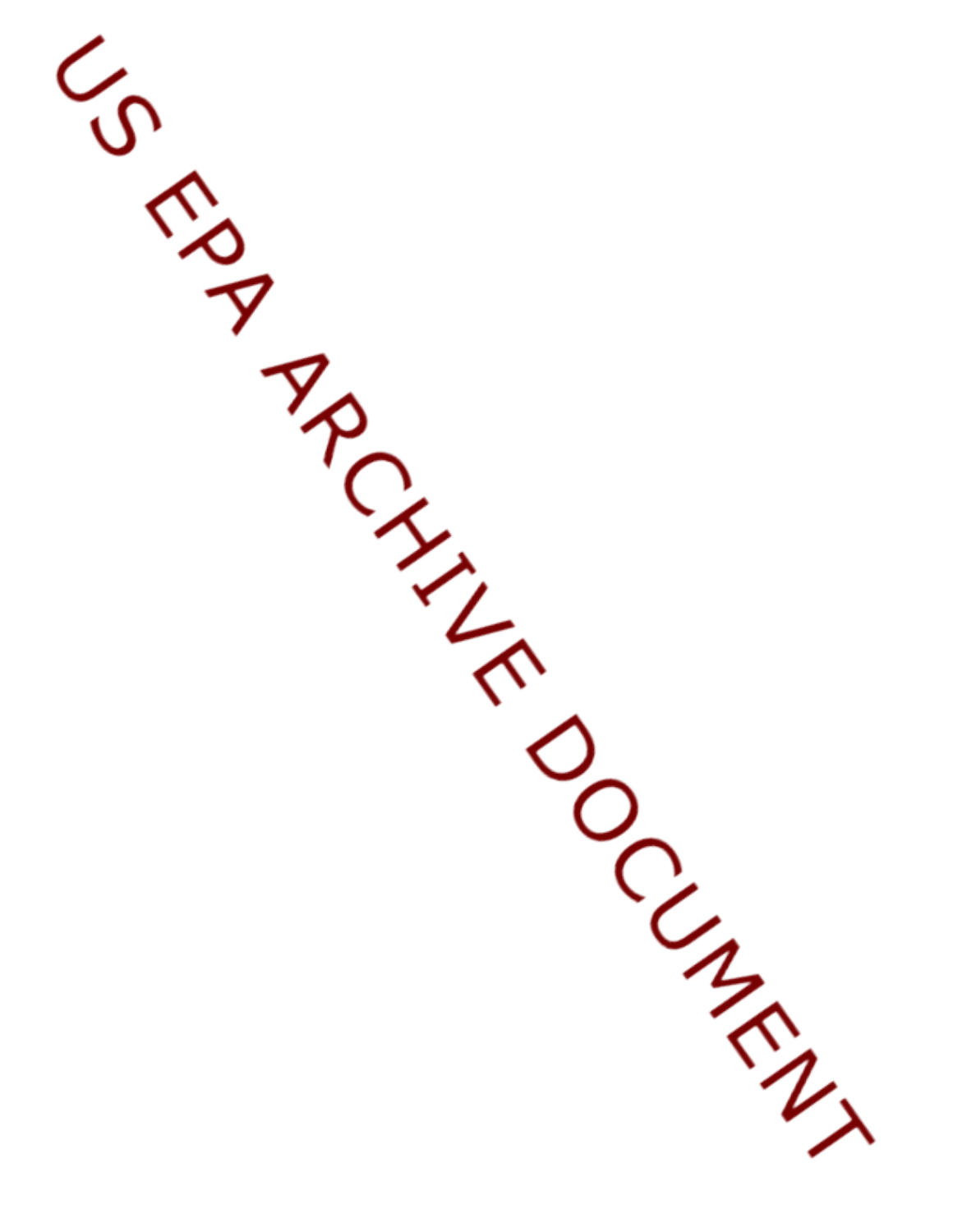US EPA ARCHIVE DOCUMENT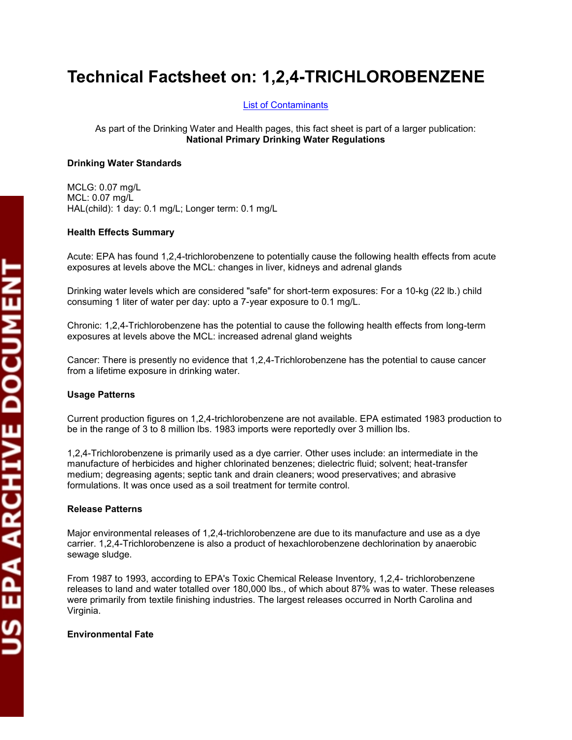# Technical Factsheet on: 1,2,4-TRICHLOROBENZENE

List of Contaminants

As part of the Drinking Water and Health pages, this fact sheet is part of a larger publication: **National Primary Drinking Water Regulations**

**Drinking Water Standards**

MCLG: 0.07 mg/L
MCL: 0.07 mg/L
HAL(child): 1 day: 0.1 mg/L; Longer term: 0.1 mg/L

**Health Effects Summary**

Acute: EPA has found 1,2,4-trichlorobenzene to potentially cause the following health effects from acute exposures at levels above the MCL: changes in liver, kidneys and adrenal glands

Drinking water levels which are considered "safe" for short-term exposures: For a 10-kg (22 lb.) child consuming 1 liter of water per day: upto a 7-year exposure to 0.1 mg/L.

Chronic: 1,2,4-Trichlorobenzene has the potential to cause the following health effects from long-term exposures at levels above the MCL: increased adrenal gland weights

Cancer: There is presently no evidence that 1,2,4-Trichlorobenzene has the potential to cause cancer from a lifetime exposure in drinking water.

**Usage Patterns**

Current production figures on 1,2,4-trichlorobenzene are not available. EPA estimated 1983 production to be in the range of 3 to 8 million lbs. 1983 imports were reportedly over 3 million lbs.

1,2,4-Trichlorobenzene is primarily used as a dye carrier. Other uses include: an intermediate in the manufacture of herbicides and higher chlorinated benzenes; dielectric fluid; solvent; heat-transfer medium; degreasing agents; septic tank and drain cleaners; wood preservatives; and abrasive formulations. It was once used as a soil treatment for termite control.

**Release Patterns**

Major environmental releases of 1,2,4-trichlorobenzene are due to its manufacture and use as a dye carrier. 1,2,4-Trichlorobenzene is also a product of hexachlorobenzene dechlorination by anaerobic sewage sludge.

From 1987 to 1993, according to EPA's Toxic Chemical Release Inventory, 1,2,4- trichlorobenzene releases to land and water totalled over 180,000 lbs., of which about 87% was to water. These releases were primarily from textile finishing industries. The largest releases occurred in North Carolina and Virginia.

**Environmental Fate**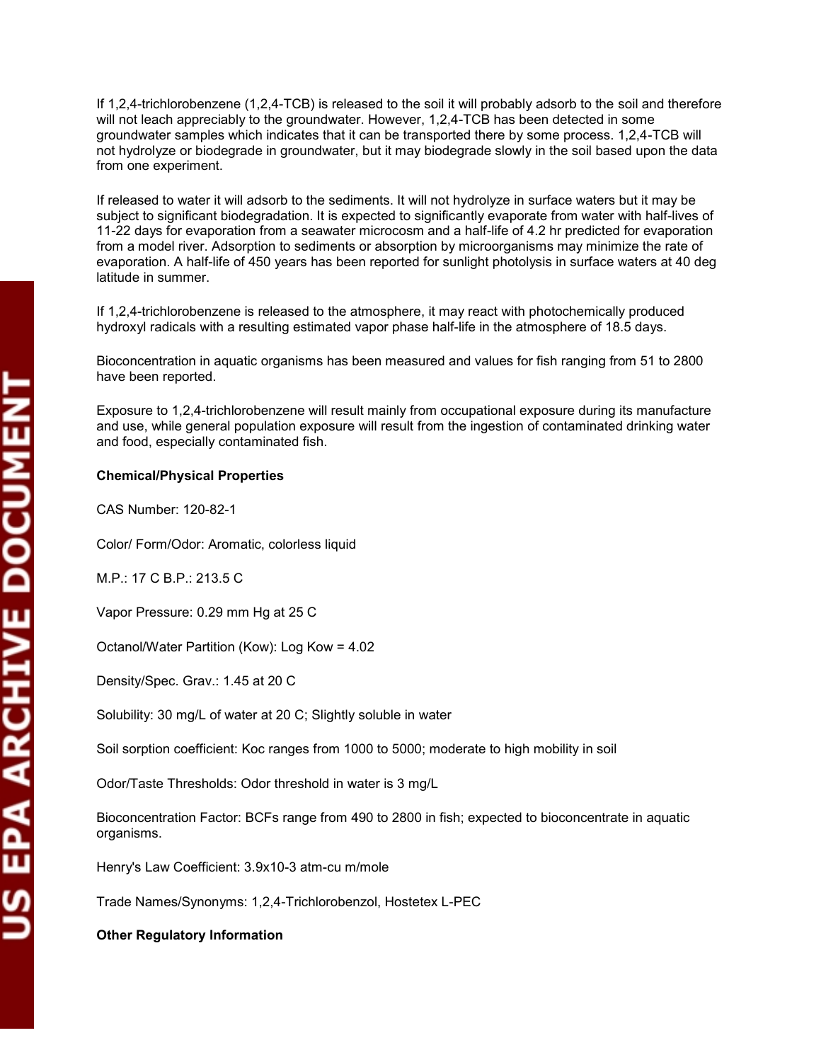If 1,2,4-trichlorobenzene (1,2,4-TCB) is released to the soil it will probably adsorb to the soil and therefore will not leach appreciably to the groundwater. However, 1,2,4-TCB has been detected in some groundwater samples which indicates that it can be transported there by some process. 1,2,4-TCB will not hydrolyze or biodegrade in groundwater, but it may biodegrade slowly in the soil based upon the data from one experiment.

If released to water it will adsorb to the sediments. It will not hydrolyze in surface waters but it may be subject to significant biodegradation. It is expected to significantly evaporate from water with half-lives of 11-22 days for evaporation from a seawater microcosm and a half-life of 4.2 hr predicted for evaporation from a model river. Adsorption to sediments or absorption by microorganisms may minimize the rate of evaporation. A half-life of 450 years has been reported for sunlight photolysis in surface waters at 40 deg latitude in summer.

If 1,2,4-trichlorobenzene is released to the atmosphere, it may react with photochemically produced hydroxyl radicals with a resulting estimated vapor phase half-life in the atmosphere of 18.5 days.

Bioconcentration in aquatic organisms has been measured and values for fish ranging from 51 to 2800 have been reported.

Exposure to 1,2,4-trichlorobenzene will result mainly from occupational exposure during its manufacture and use, while general population exposure will result from the ingestion of contaminated drinking water and food, especially contaminated fish.

**Chemical/Physical Properties**

CAS Number: 120-82-1

Color/ Form/Odor: Aromatic, colorless liquid

M.P.: 17 C B.P.: 213.5 C

Vapor Pressure: 0.29 mm Hg at 25 C

Octanol/Water Partition (Kow): Log Kow = 4.02

Density/Spec. Grav.: 1.45 at 20 C

Solubility: 30 mg/L of water at 20 C; Slightly soluble in water

Soil sorption coefficient: Koc ranges from 1000 to 5000; moderate to high mobility in soil

Odor/Taste Thresholds: Odor threshold in water is 3 mg/L

Bioconcentration Factor: BCFs range from 490 to 2800 in fish; expected to bioconcentrate in aquatic organisms.

Henry's Law Coefficient: $3.9 \times 10^{-3}$ atm-cu m/mole

Trade Names/Synonyms: 1,2,4-Trichlorobenzol, Hostetex L-PEC

**Other Regulatory Information**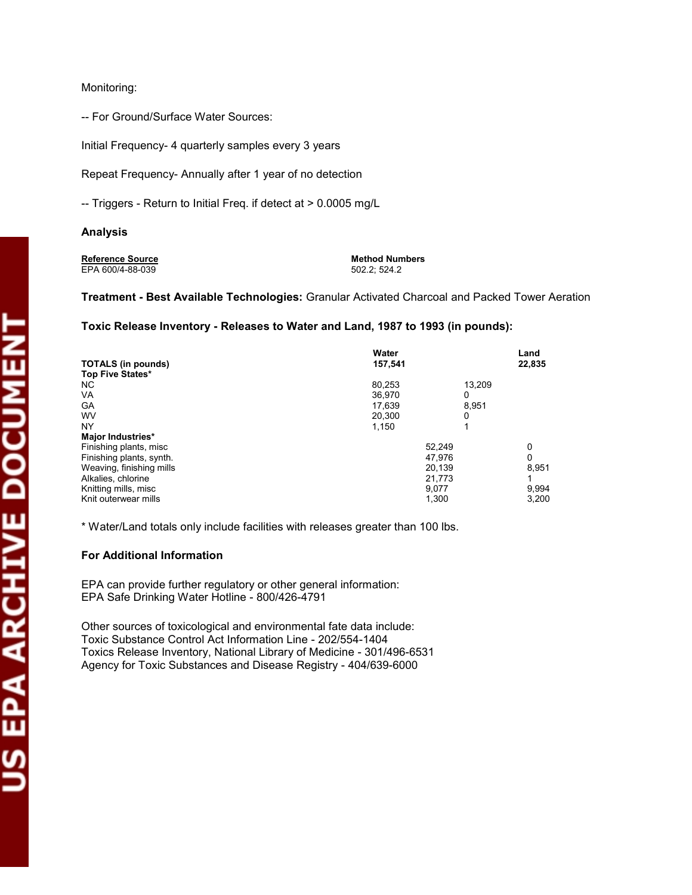Monitoring:

-- For Ground/Surface Water Sources:

Initial Frequency- 4 quarterly samples every 3 years

Repeat Frequency- Annually after 1 year of no detection

-- Triggers - Return to Initial Freq. if detect at > 0.0005 mg/L

**Analysis**

| Reference Source | Method Numbers |
|---|---|
| EPA 600/4-88-039 | 502.2; 524.2 |

**Treatment - Best Available Technologies:** Granular Activated Charcoal and Packed Tower Aeration

**Toxic Release Inventory - Releases to Water and Land, 1987 to 1993 (in pounds):**

| | Water | Land |
|---|---|---|
| **TOTALS (in pounds)** | **157,541** | **22,835** |
| **Top Five States*** | | |
| NC | 80,253 | 13,209 |
| VA | 36,970 | 0 |
| GA | 17,639 | 8,951 |
| WV | 20,300 | 0 |
| NY | 1,150 | 1 |
| **Major Industries*** | | |
| Finishing plants, misc | 52,249 | 0 |
| Finishing plants, synth. | 47,976 | 0 |
| Weaving, finishing mills | 20,139 | 8,951 |
| Alkalies, chlorine | 21,773 | 1 |
| Knitting mills, misc | 9,077 | 9,994 |
| Knit outerwear mills | 1,300 | 3,200 |

* Water/Land totals only include facilities with releases greater than 100 lbs.

**For Additional Information**

EPA can provide further regulatory or other general information:
EPA Safe Drinking Water Hotline - 800/426-4791

Other sources of toxicological and environmental fate data include:
Toxic Substance Control Act Information Line - 202/554-1404
Toxics Release Inventory, National Library of Medicine - 301/496-6531
Agency for Toxic Substances and Disease Registry - 404/639-6000